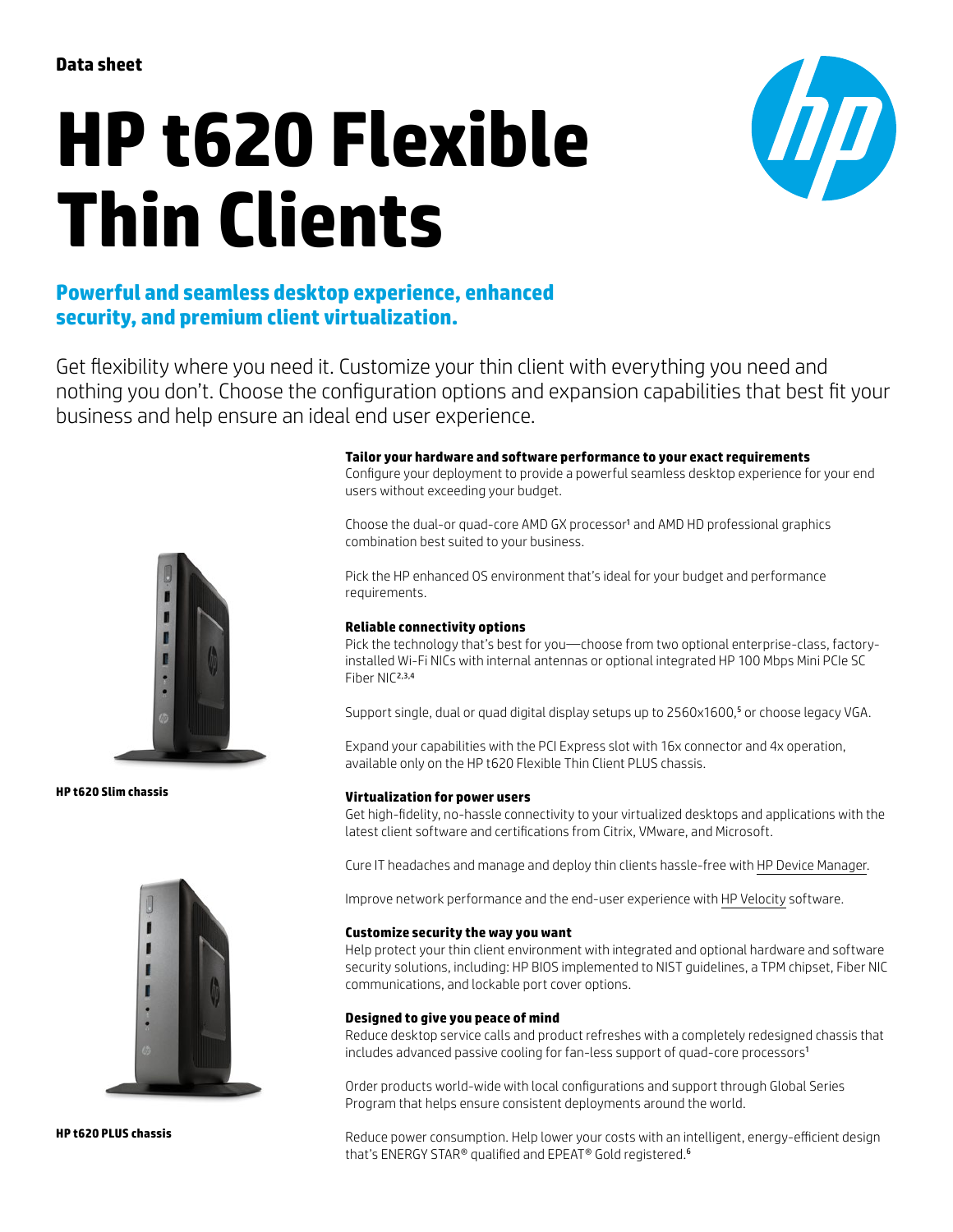Data sheet

# HP t620 Flexible Thin Clients

## Powerful and seamless desktop experience, enhanced security, and premium client virtualization.

Get flexibility where you need it. Customize your thin client with everything you need and nothing you don't. Choose the configuration options and expansion capabilities that best fit your business and help ensure an ideal end user experience.

HP t620 Slim chassis

HP t620 PLUS chassis

### Tailor your hardware and software performance to your exact requirements

Configure your deployment to provide a powerful seamless desktop experience for your end users without exceeding your budget.

Choose the dual-or quad-core AMD GX processor[1] and AMD HD professional graphics combination best suited to your business.

Pick the HP enhanced OS environment that's ideal for your budget and performance requirements.

### Reliable connectivity options

Pick the technology that's best for you—choose from two optional enterprise-class, factory-installed Wi-Fi NICs with internal antennas or optional integrated HP 100 Mbps Mini PCIe SC Fiber NIC[2,3,4]

Support single, dual or quad digital display setups up to 2560x1600,[5] or choose legacy VGA.

Expand your capabilities with the PCI Express slot with 16x connector and 4x operation, available only on the HP t620 Flexible Thin Client PLUS chassis.

### Virtualization for power users

Get high-fidelity, no-hassle connectivity to your virtualized desktops and applications with the latest client software and certifications from Citrix, VMware, and Microsoft.

Cure IT headaches and manage and deploy thin clients hassle-free with HP Device Manager.

Improve network performance and the end-user experience with HP Velocity software.

### Customize security the way you want

Help protect your thin client environment with integrated and optional hardware and software security solutions, including: HP BIOS implemented to NIST guidelines, a TPM chipset, Fiber NIC communications, and lockable port cover options.

### Designed to give you peace of mind

Reduce desktop service calls and product refreshes with a completely redesigned chassis that includes advanced passive cooling for fan-less support of quad-core processors[1]

Order products world-wide with local configurations and support through Global Series Program that helps ensure consistent deployments around the world.

Reduce power consumption. Help lower your costs with an intelligent, energy-efficient design that's ENERGY STAR® qualified and EPEAT® Gold registered.[6]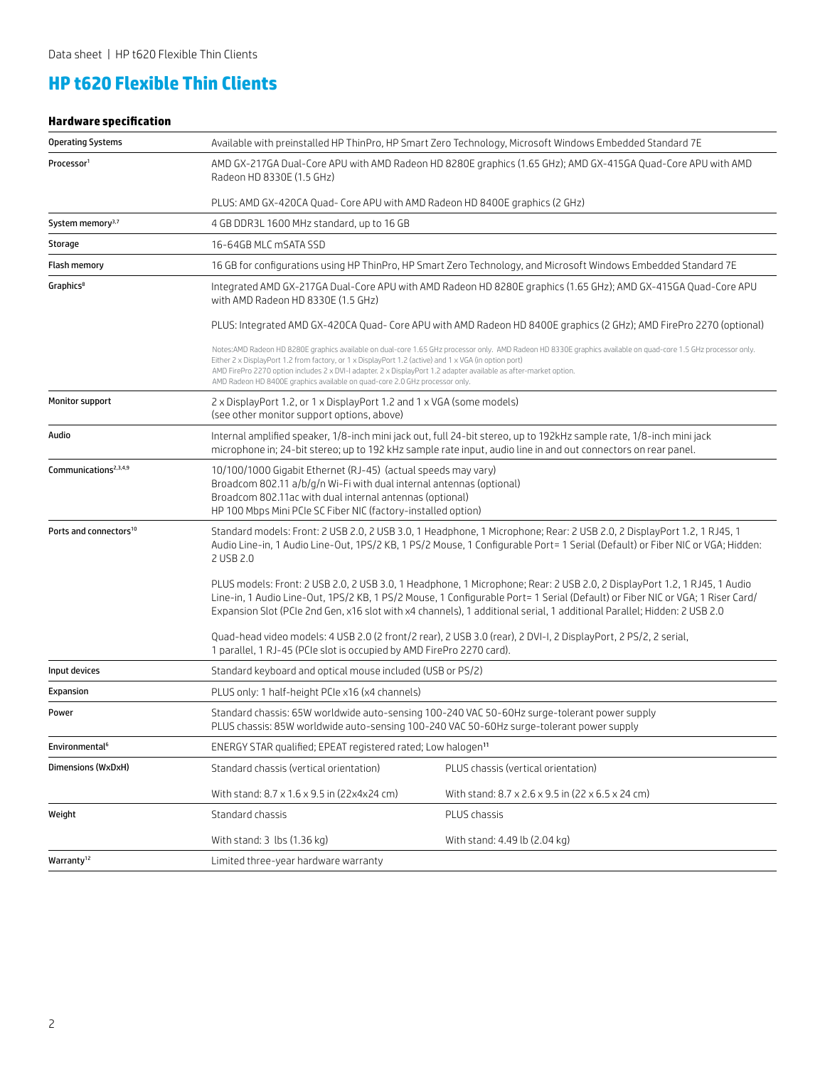# HP t620 Flexible Thin Clients

### Hardware specification

| | | |
|---|---|---|
| Operating Systems | Available with preinstalled HP ThinPro, HP Smart Zero Technology, Microsoft Windows Embedded Standard 7E | |
| Processor[1] | AMD GX-217GA Dual-Core APU with AMD Radeon HD 8280E graphics (1.65 GHz); AMD GX-415GA Quad-Core APU with AMD Radeon HD 8330E (1.5 GHz)<br><br>PLUS: AMD GX-420CA Quad- Core APU with AMD Radeon HD 8400E graphics (2 GHz) | |
| System memory[3,7] | 4 GB DDR3L 1600 MHz standard, up to 16 GB | |
| Storage | 16-64GB MLC mSATA SSD | |
| Flash memory | 16 GB for configurations using HP ThinPro, HP Smart Zero Technology, and Microsoft Windows Embedded Standard 7E | |
| Graphics[8] | Integrated AMD GX-217GA Dual-Core APU with AMD Radeon HD 8280E graphics (1.65 GHz); AMD GX-415GA Quad-Core APU with AMD Radeon HD 8330E (1.5 GHz)<br><br>PLUS: Integrated AMD GX-420CA Quad- Core APU with AMD Radeon HD 8400E graphics (2 GHz); AMD FirePro 2270 (optional)<br><br>Notes:AMD Radeon HD 8280E graphics available on dual-core 1.65 GHz processor only. AMD Radeon HD 8330E graphics available on quad-core 1.5 GHz processor only. Either 2 x DisplayPort 1.2 from factory, or 1 x DisplayPort 1.2 (active) and 1 x VGA (in option port) AMD FirePro 2270 option includes 2 x DVI-I adapter. 2 x DisplayPort 1.2 adapter available as after-market option. AMD Radeon HD 8400E graphics available on quad-core 2.0 GHz processor only. | |
| Monitor support | 2 x DisplayPort 1.2, or 1 x DisplayPort 1.2 and 1 x VGA (some models) (see other monitor support options, above) | |
| Audio | Internal amplified speaker, 1/8-inch mini jack out, full 24-bit stereo, up to 192kHz sample rate, 1/8-inch mini jack microphone in; 24-bit stereo; up to 192 kHz sample rate input, audio line in and out connectors on rear panel. | |
| Communications[2,3,4,9] | 10/100/1000 Gigabit Ethernet (RJ-45) (actual speeds may vary)<br>Broadcom 802.11 a/b/g/n Wi-Fi with dual internal antennas (optional)<br>Broadcom 802.11ac with dual internal antennas (optional)<br>HP 100 Mbps Mini PCIe SC Fiber NIC (factory-installed option) | |
| Ports and connectors[10] | Standard models: Front: 2 USB 2.0, 2 USB 3.0, 1 Headphone, 1 Microphone; Rear: 2 USB 2.0, 2 DisplayPort 1.2, 1 RJ45, 1 Audio Line-in, 1 Audio Line-Out, 1PS/2 KB, 1 PS/2 Mouse, 1 Configurable Port= 1 Serial (Default) or Fiber NIC or VGA; Hidden: 2 USB 2.0<br><br>PLUS models: Front: 2 USB 2.0, 2 USB 3.0, 1 Headphone, 1 Microphone; Rear: 2 USB 2.0, 2 DisplayPort 1.2, 1 RJ45, 1 Audio Line-in, 1 Audio Line-Out, 1PS/2 KB, 1 PS/2 Mouse, 1 Configurable Port= 1 Serial (Default) or Fiber NIC or VGA; 1 Riser Card/ Expansion Slot (PCIe 2nd Gen, x16 slot with x4 channels), 1 additional serial, 1 additional Parallel; Hidden: 2 USB 2.0<br><br>Quad-head video models: 4 USB 2.0 (2 front/2 rear), 2 USB 3.0 (rear), 2 DVI-I, 2 DisplayPort, 2 PS/2, 2 serial, 1 parallel, 1 RJ-45 (PCIe slot is occupied by AMD FirePro 2270 card). | |
| Input devices | Standard keyboard and optical mouse included (USB or PS/2) | |
| Expansion | PLUS only: 1 half-height PCIe x16 (x4 channels) | |
| Power | Standard chassis: 65W worldwide auto-sensing 100-240 VAC 50-60Hz surge-tolerant power supply<br>PLUS chassis: 85W worldwide auto-sensing 100-240 VAC 50-60Hz surge-tolerant power supply | |
| Environmental[6] | ENERGY STAR qualified; EPEAT registered rated; Low halogen[11] | |
| Dimensions (WxDxH) | Standard chassis (vertical orientation)<br><br>With stand: 8.7 x 1.6 x 9.5 in (22x4x24 cm) | PLUS chassis (vertical orientation)<br><br>With stand: 8.7 x 2.6 x 9.5 in (22 x 6.5 x 24 cm) |
| Weight | Standard chassis<br><br>With stand: 3 lbs (1.36 kg) | PLUS chassis<br><br>With stand: 4.49 lb (2.04 kg) |
| Warranty[12] | Limited three-year hardware warranty | |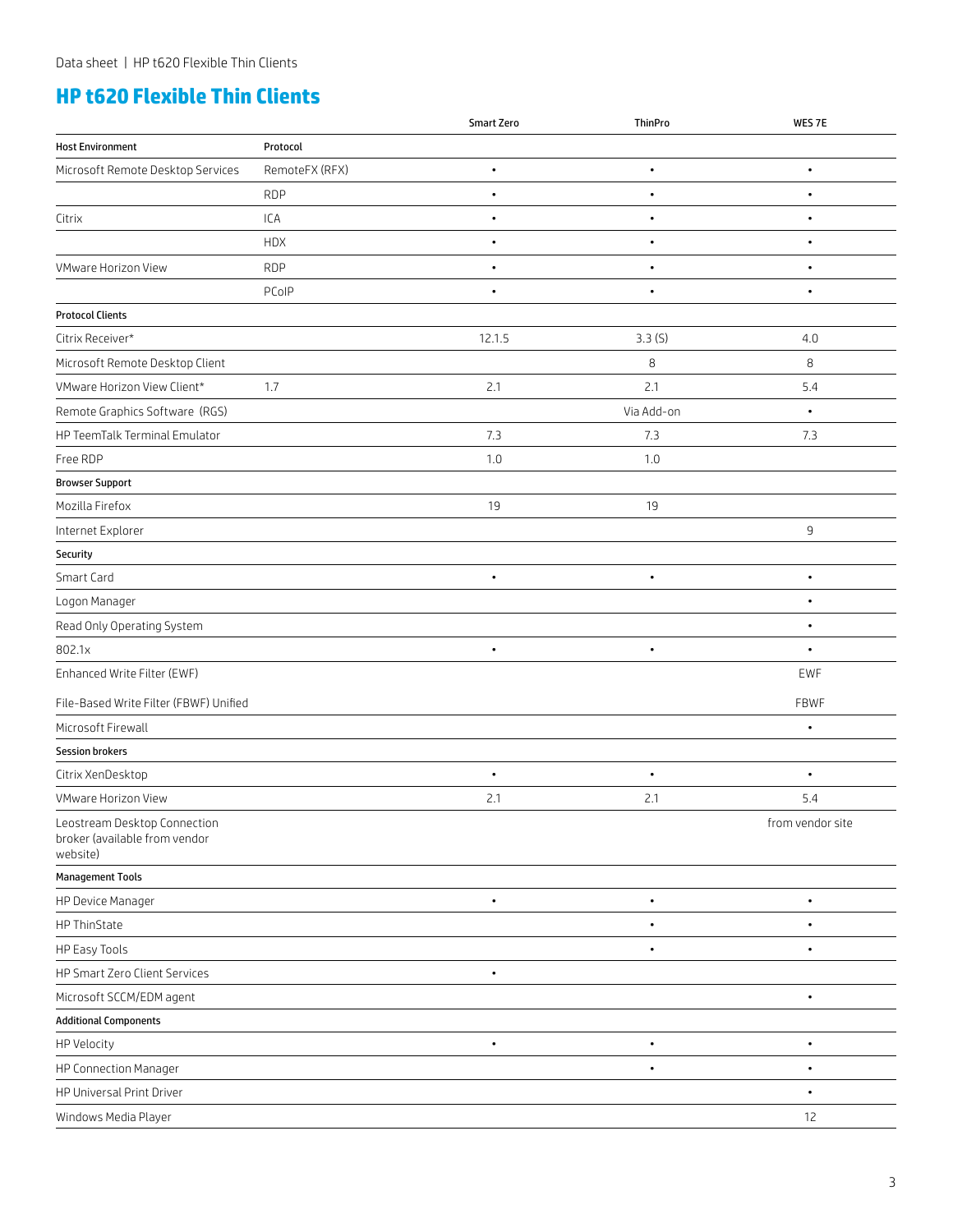## HP t620 Flexible Thin Clients

| | | Smart Zero | ThinPro | WES 7E |
|---|---|---|---|---|
| **Host Environment** | **Protocol** | | | |
| Microsoft Remote Desktop Services | RemoteFX (RFX) | • | • | • |
| | RDP | • | • | • |
| Citrix | ICA | • | • | • |
| | HDX | • | • | • |
| VMware Horizon View | RDP | • | • | • |
| | PCoIP | • | • | • |
| **Protocol Clients** | | | | |
| Citrix Receiver* | | 12.1.5 | 3.3 (S) | 4.0 |
| Microsoft Remote Desktop Client | | | 8 | 8 |
| VMware Horizon View Client* | 1.7 | 2.1 | 2.1 | 5.4 |
| Remote Graphics Software (RGS) | | | Via Add-on | • |
| HP TeemTalk Terminal Emulator | | 7.3 | 7.3 | 7.3 |
| Free RDP | | 1.0 | 1.0 | |
| **Browser Support** | | | | |
| Mozilla Firefox | | 19 | 19 | |
| Internet Explorer | | | | 9 |
| **Security** | | | | |
| Smart Card | | • | • | • |
| Logon Manager | | | | • |
| Read Only Operating System | | | | • |
| 802.1x | | • | • | • |
| Enhanced Write Filter (EWF) | | | | EWF |
| File-Based Write Filter (FBWF) Unified | | | | FBWF |
| Microsoft Firewall | | | | • |
| **Session brokers** | | | | |
| Citrix XenDesktop | | • | • | • |
| VMware Horizon View | | 2.1 | 2.1 | 5.4 |
| Leostream Desktop Connection broker (available from vendor website) | | | | from vendor site |
| **Management Tools** | | | | |
| HP Device Manager | | • | • | • |
| HP ThinState | | | • | • |
| HP Easy Tools | | | • | • |
| HP Smart Zero Client Services | | • | | |
| Microsoft SCCM/EDM agent | | | | • |
| **Additional Components** | | | | |
| HP Velocity | | • | • | • |
| HP Connection Manager | | | • | • |
| HP Universal Print Driver | | | | • |
| Windows Media Player | | | | 12 |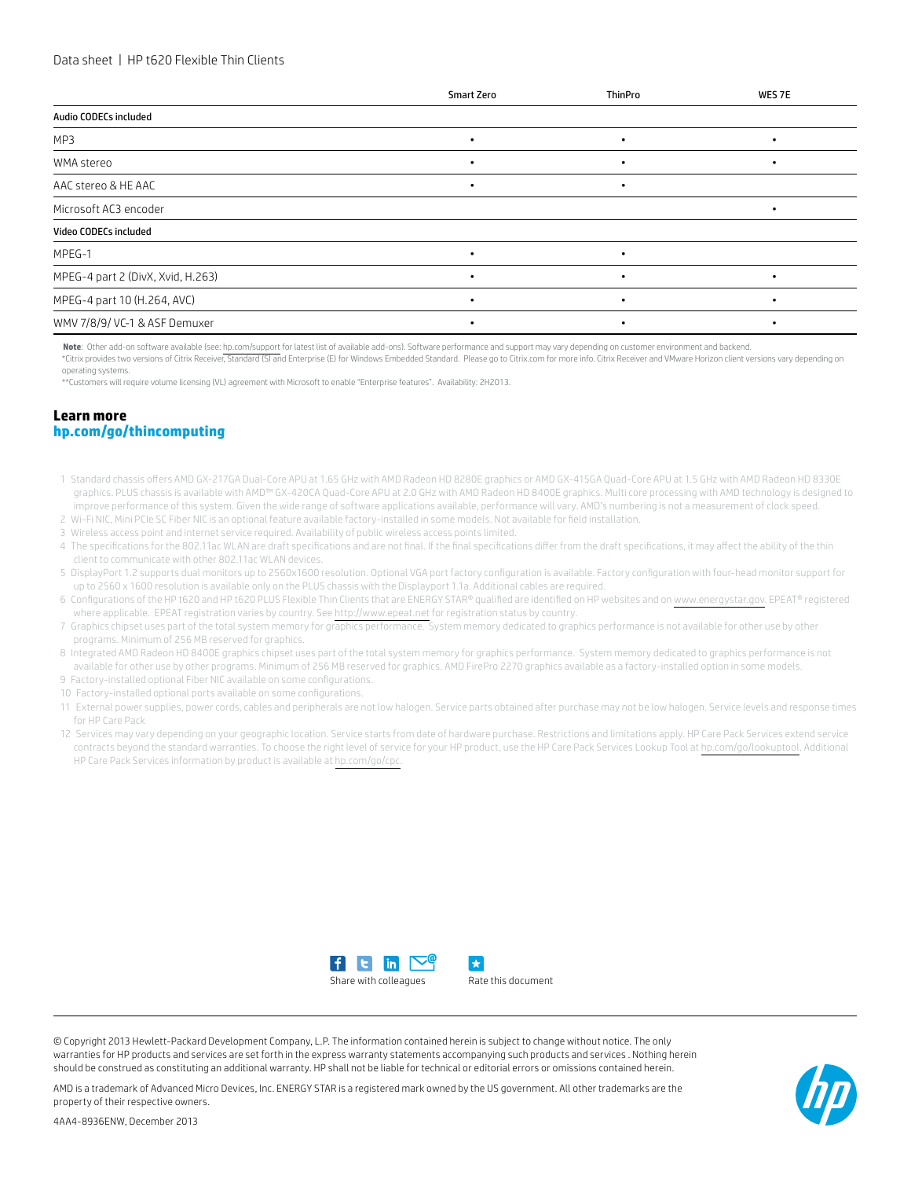| | Smart Zero | ThinPro | WES 7E |
|---|---|---|---|
| **Audio CODECs included** | | | |
| MP3 | • | • | • |
| WMA stereo | • | • | • |
| AAC stereo & HE AAC | • | • | |
| Microsoft AC3 encoder | | | • |
| **Video CODECs included** | | | |
| MPEG-1 | • | • | |
| MPEG-4 part 2 (DivX, Xvid, H.263) | • | • | • |
| MPEG-4 part 10 (H.264, AVC) | • | • | • |
| WMV 7/8/9/ VC-1 & ASF Demuxer | • | • | • |

**Note**: Other add-on software available (see: hp.com/support for latest list of available add-ons). Software performance and support may vary depending on customer environment and backend.
*Citrix provides two versions of Citrix Receiver, Standard (S) and Enterprise (E) for Windows Embedded Standard. Please go to Citrix.com for more info. Citrix Receiver and VMware Horizon client versions vary depending on operating systems.
**Customers will require volume licensing (VL) agreement with Microsoft to enable "Enterprise features". Availability: 2H2013.

## Learn more
**hp.com/go/thincomputing**

1 Standard chassis offers AMD GX-217GA Dual-Core APU at 1.65 GHz with AMD Radeon HD 8280E graphics or AMD GX-415GA Quad-Core APU at 1.5 GHz with AMD Radeon HD 8330E graphics. PLUS chassis is available with AMD™ GX-420CA Quad-Core APU at 2.0 GHz with AMD Radeon HD 8400E graphics. Multi core processing with AMD technology is designed to improve performance of this system. Given the wide range of software applications available, performance will vary. AMD's numbering is not a measurement of clock speed.
2 Wi-Fi NIC, Mini PCIe SC Fiber NIC is an optional feature available factory-installed in some models. Not available for field installation.
3 Wireless access point and internet service required. Availability of public wireless access points limited.
4 The specifications for the 802.11ac WLAN are draft specifications and are not final. If the final specifications differ from the draft specifications, it may affect the ability of the thin client to communicate with other 802.11ac WLAN devices.
5 DisplayPort 1.2 supports dual monitors up to 2560x1600 resolution. Optional VGA port factory configuration is available. Factory configuration with four-head monitor support for up to 2560 x 1600 resolution is available only on the PLUS chassis with the Displayport 1.1a. Additional cables are required.
6 Configurations of the HP t620 and HP t620 PLUS Flexible Thin Clients that are ENERGY STAR® qualified are identified on HP websites and on www.energystar.gov. EPEAT® registered where applicable. EPEAT registration varies by country. See http://www.epeat.net for registration status by country.
7 Graphics chipset uses part of the total system memory for graphics performance. System memory dedicated to graphics performance is not available for other use by other programs. Minimum of 256 MB reserved for graphics.
8 Integrated AMD Radeon HD 8400E graphics chipset uses part of the total system memory for graphics performance. System memory dedicated to graphics performance is not available for other use by other programs. Minimum of 256 MB reserved for graphics. AMD FirePro 2270 graphics available as a factory-installed option in some models.
9 Factory-installed optional Fiber NIC available on some configurations.
10 Factory-installed optional ports available on some configurations.
11 External power supplies, power cords, cables and peripherals are not low halogen. Service parts obtained after purchase may not be low halogen. Service levels and response times for HP Care Pack
12 Services may vary depending on your geographic location. Service starts from date of hardware purchase. Restrictions and limitations apply. HP Care Pack Services extend service contracts beyond the standard warranties. To choose the right level of service for your HP product, use the HP Care Pack Services Lookup Tool at hp.com/go/lookuptool. Additional HP Care Pack Services information by product is available at hp.com/go/cpc.

Share with colleagues

Rate this document

© Copyright 2013 Hewlett-Packard Development Company, L.P. The information contained herein is subject to change without notice. The only warranties for HP products and services are set forth in the express warranty statements accompanying such products and services . Nothing herein should be construed as constituting an additional warranty. HP shall not be liable for technical or editorial errors or omissions contained herein.

AMD is a trademark of Advanced Micro Devices, Inc. ENERGY STAR is a registered mark owned by the US government. All other trademarks are the property of their respective owners.

4AA4-8936ENW, December 2013